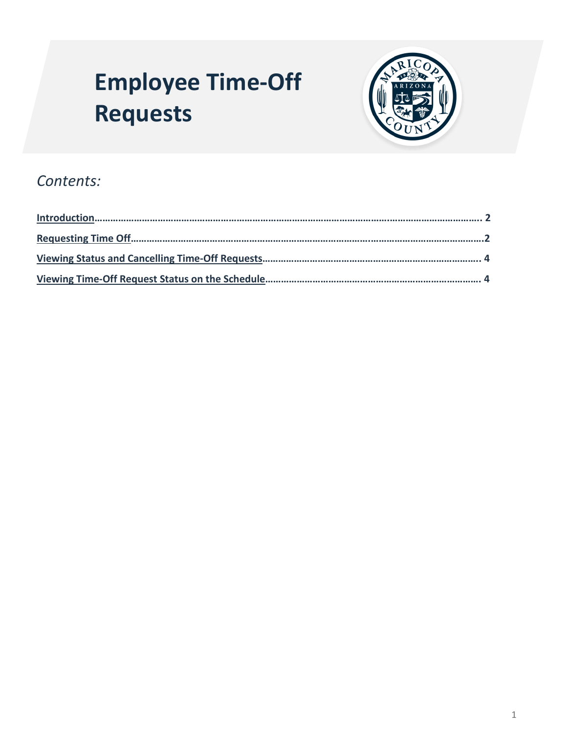# Employee Time-Off Requests

## *Contents:*

**Introduction…………………………………………………………………………………………………………………………. 2**

**Requesting Time Off……………………………………………………………………………………………………………….2**

**Viewing Status and Cancelling Time-Off Requests………………………………………………………………………. 4**

**Viewing Time-Off Request Status on the Schedule……………………………………………………………………. 4**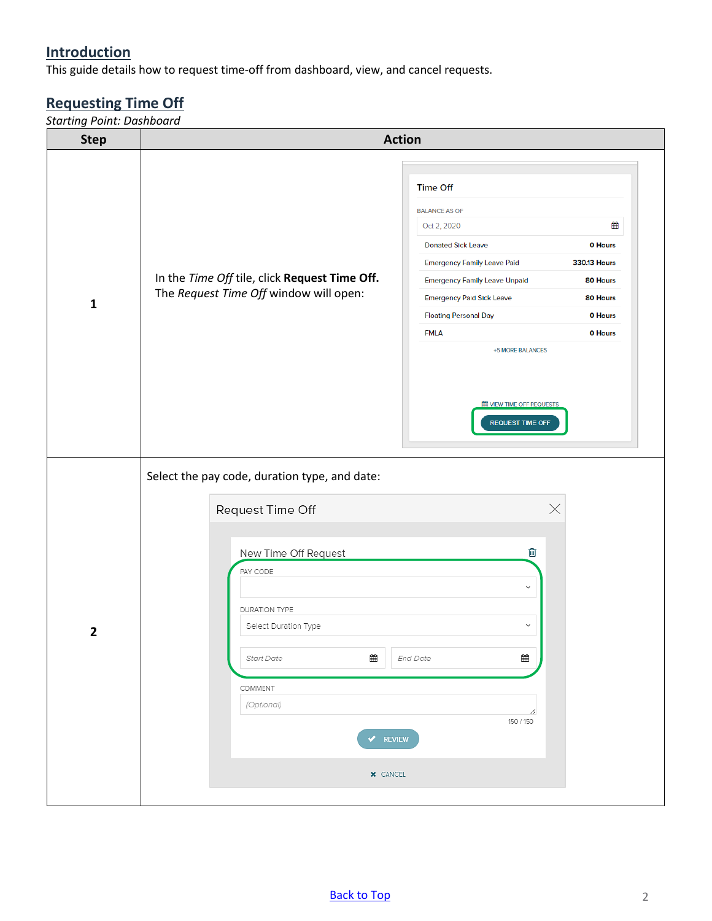## Introduction

This guide details how to request time-off from dashboard, view, and cancel requests.

## Requesting Time Off

*Starting Point: Dashboard*

| Step | Action |
|---|---|
| 1 | In the *Time Off* tile, click **Request Time Off.** The *Request Time Off* window will open: |
| 2 | Select the pay code, duration type, and date: |

[Back to Top](#)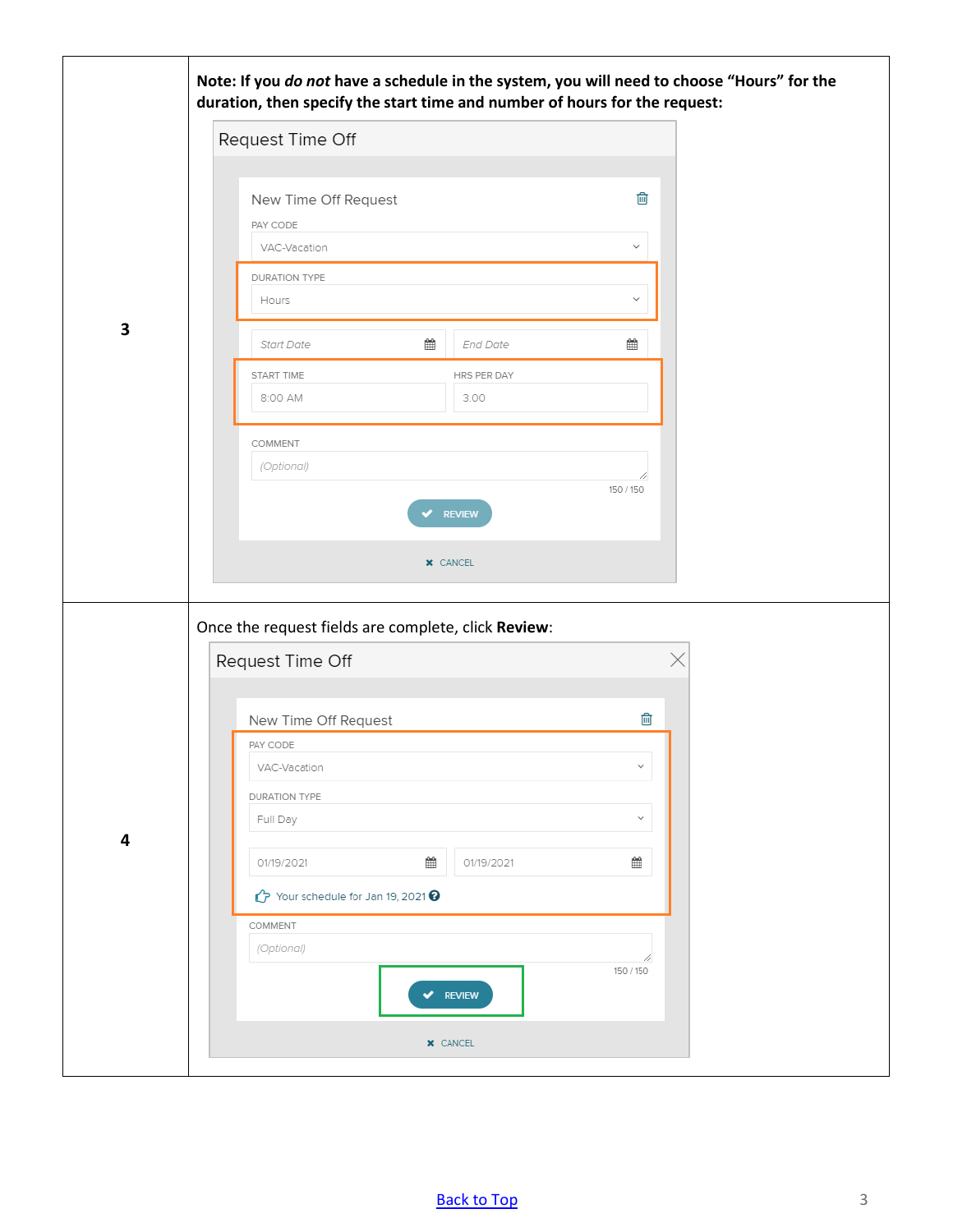| | |
|---|---|
| **3** | **Note: If you *do not* have a schedule in the system, you will need to choose "Hours" for the duration, then specify the start time and number of hours for the request:**<br><br>Request Time Off<br>New Time Off Request<br>PAY CODE: VAC-Vacation<br>DURATION TYPE: Hours<br>Start Date / End Date<br>START TIME: 8:00 AM<br>HRS PER DAY: 3.00<br>COMMENT: (Optional)<br>150 / 150<br>REVIEW<br>CANCEL |
| **4** | Once the request fields are complete, click **Review**:<br><br>Request Time Off<br>New Time Off Request<br>PAY CODE: VAC-Vacation<br>DURATION TYPE: Full Day<br>01/19/2021 / 01/19/2021<br>Your schedule for Jan 19, 2021<br>COMMENT: (Optional)<br>150 / 150<br>REVIEW<br>CANCEL |

[Back to Top]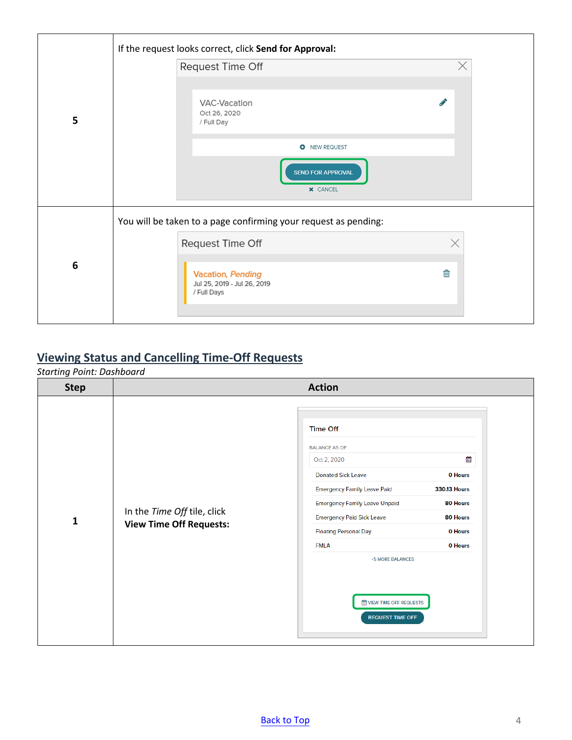| | |
|---|---|
| 5 | If the request looks correct, click **Send for Approval:** |
| 6 | You will be taken to a page confirming your request as pending: |

## Viewing Status and Cancelling Time-Off Requests

*Starting Point: Dashboard*

| Step | Action |
|---|---|
| 1 | In the *Time Off* tile, click **View Time Off Requests:** |

[Back to Top](#)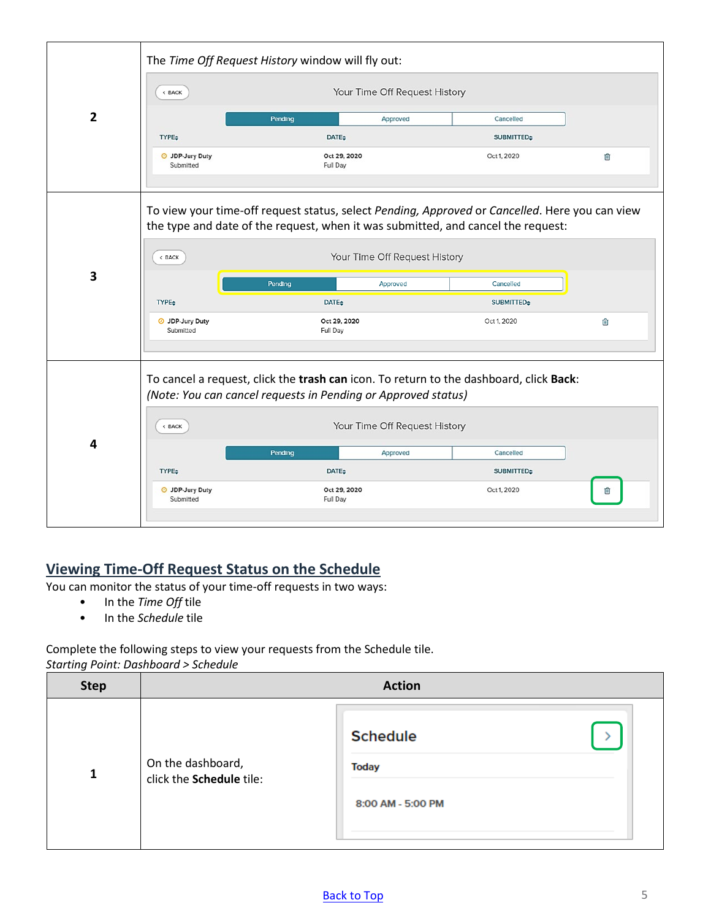| | |
|---|---|
| 2 | The *Time Off Request History* window will fly out: |
| 3 | To view your time-off request status, select *Pending, Approved* or *Cancelled*. Here you can view the type and date of the request, when it was submitted, and cancel the request: |
| 4 | To cancel a request, click the **trash can** icon. To return to the dashboard, click **Back**: *(Note: You can cancel requests in Pending or Approved status)* |

## Viewing Time-Off Request Status on the Schedule

You can monitor the status of your time-off requests in two ways:

- In the *Time Off* tile
- In the *Schedule* tile

Complete the following steps to view your requests from the Schedule tile.
*Starting Point: Dashboard > Schedule*

| Step | Action |
|---|---|
| 1 | On the dashboard, click the **Schedule** tile: |

Back to Top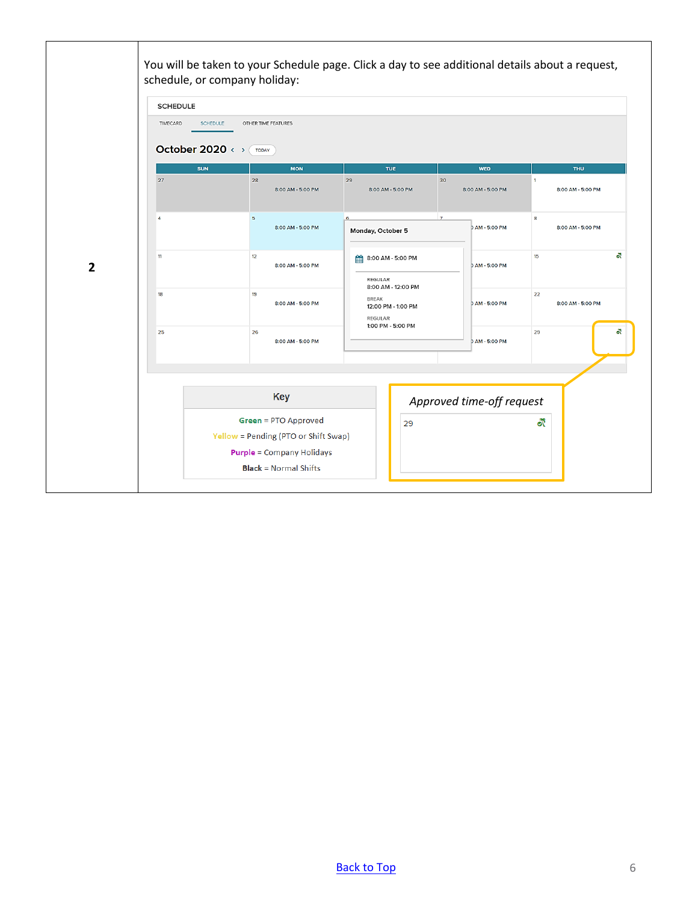| | |
|---|---|
| **2** | You will be taken to your Schedule page. Click a day to see additional details about a request, schedule, or company holiday: |

SCHEDULE

TIMECARD SCHEDULE OTHER TIME FEATURES

October 2020 TODAY

SUN MON TUE WED THU

Monday, October 5

8:00 AM - 5:00 PM

REGULAR
8:00 AM - 12:00 PM

BREAK
12:00 PM - 1:00 PM

REGULAR
1:00 PM - 5:00 PM

*Approved time-off request*

29

**Key**

**Green** = PTO Approved
**Yellow** = Pending (PTO or Shift Swap)
**Purple** = Company Holidays
**Black** = Normal Shifts

Back to Top